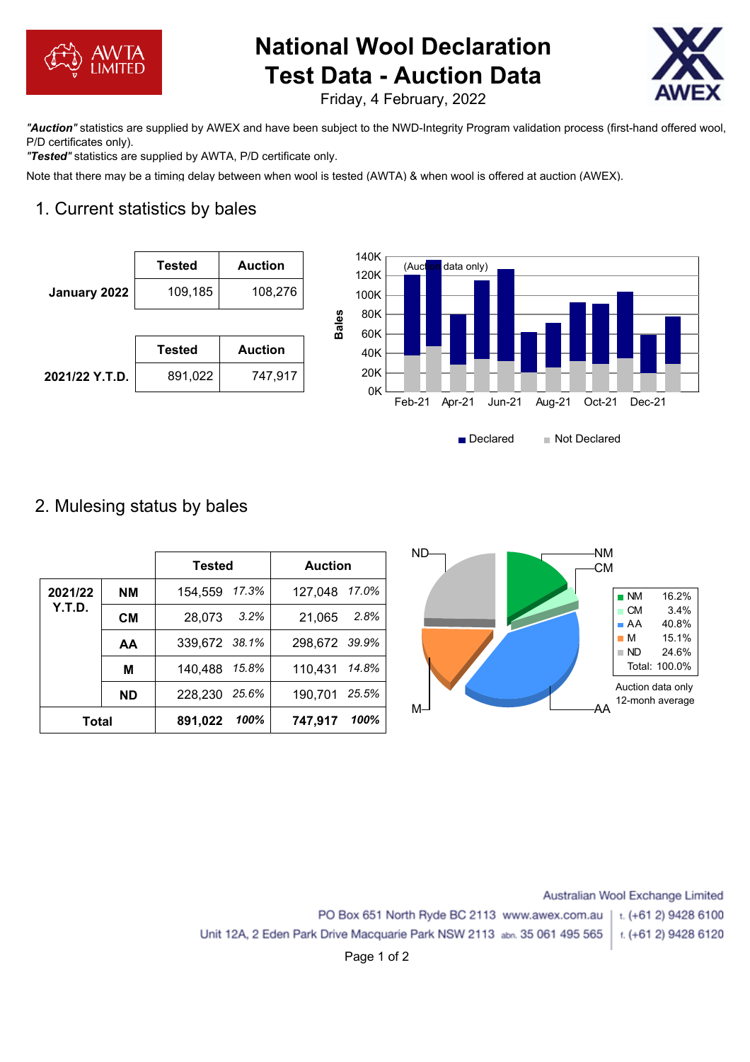# National Wool Declaration Test Data - Auction Data

Friday, 4 February, 2022

***"Auction"*** statistics are supplied by AWEX and have been subject to the NWD-Integrity Program validation process (first-hand offered wool, P/D certificates only).
***"Tested"*** statistics are supplied by AWTA, P/D certificate only.

Note that there may be a timing delay between when wool is tested (AWTA) & when wool is offered at auction (AWEX).

## 1. Current statistics by bales

| | Tested | Auction |
|---|---|---|
| **January 2022** | 109,185 | 108,276 |

| | Tested | Auction |
|---|---|---|
| **2021/22 Y.T.D.** | 891,022 | 747,917 |

(Auction data only)

Declared / Not Declared

## 2. Mulesing status by bales

| | | Tested | | Auction | |
|---|---|---|---|---|---|
| **2021/22 Y.T.D.** | **NM** | 154,559 | *17.3%* | 127,048 | *17.0%* |
| | **CM** | 28,073 | *3.2%* | 21,065 | *2.8%* |
| | **AA** | 339,672 | *38.1%* | 298,672 | *39.9%* |
| | **M** | 140,488 | *15.8%* | 110,431 | *14.8%* |
| | **ND** | 228,230 | *25.6%* | 190,701 | *25.5%* |
| **Total** | | **891,022** | ***100%*** | **747,917** | ***100%*** |

| | |
|---|---|
| NM | 16.2% |
| CM | 3.4% |
| AA | 40.8% |
| M | 15.1% |
| ND | 24.6% |
| Total: | 100.0% |

Auction data only
12-monh average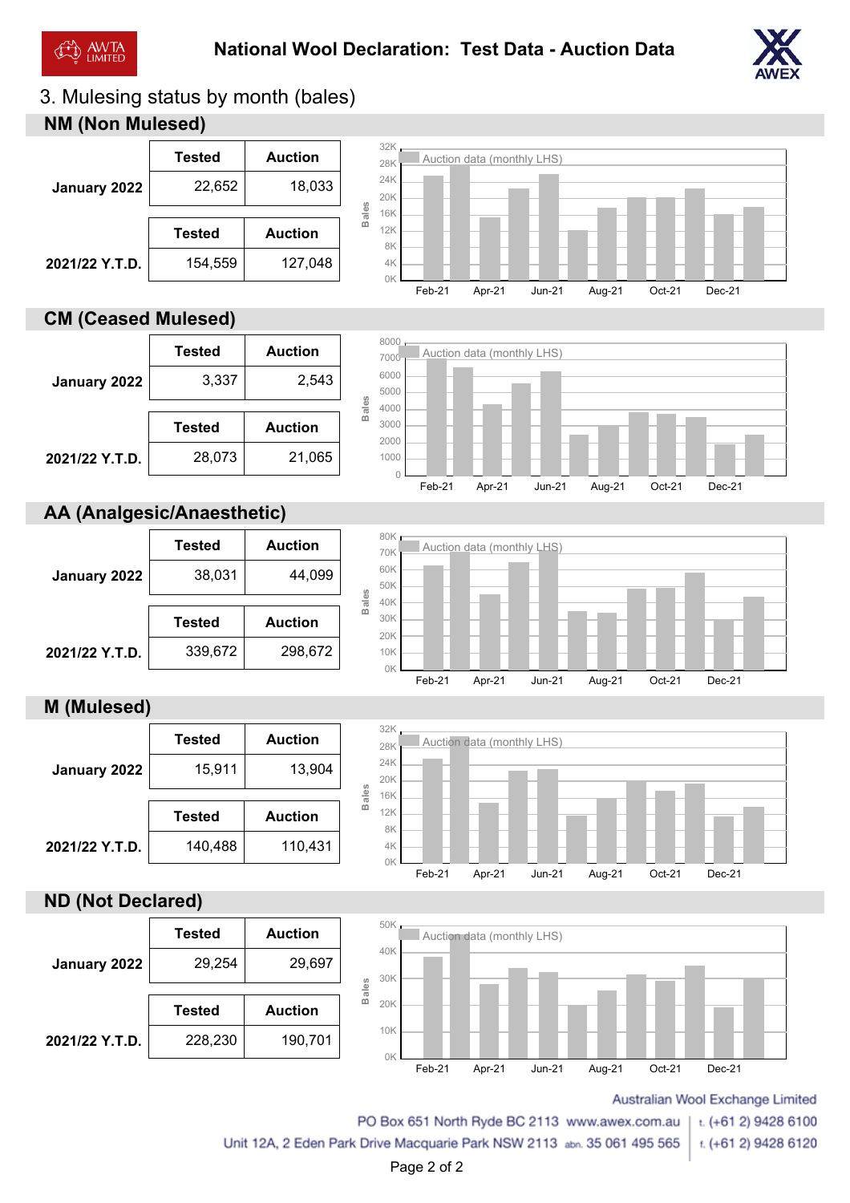# National Wool Declaration: Test Data - Auction Data

## 3. Mulesing status by month (bales)

### NM (Non Mulesed)

| | Tested | Auction |
|---|---|---|
| January 2022 | 22,652 | 18,033 |
| 2021/22 Y.T.D. | 154,559 | 127,048 |

Auction data (monthly LHS)

Bales

32K
28K
24K
20K
16K
12K
8K
4K
0K

Feb-21 Apr-21 Jun-21 Aug-21 Oct-21 Dec-21

### CM (Ceased Mulesed)

| | Tested | Auction |
|---|---|---|
| January 2022 | 3,337 | 2,543 |
| 2021/22 Y.T.D. | 28,073 | 21,065 |

Auction data (monthly LHS)

Bales

8000
7000
6000
5000
4000
3000
2000
1000
0

Feb-21 Apr-21 Jun-21 Aug-21 Oct-21 Dec-21

### AA (Analgesic/Anaesthetic)

| | Tested | Auction |
|---|---|---|
| January 2022 | 38,031 | 44,099 |
| 2021/22 Y.T.D. | 339,672 | 298,672 |

Auction data (monthly LHS)

Bales

80K
70K
60K
50K
40K
30K
20K
10K
0K

Feb-21 Apr-21 Jun-21 Aug-21 Oct-21 Dec-21

### M (Mulesed)

| | Tested | Auction |
|---|---|---|
| January 2022 | 15,911 | 13,904 |
| 2021/22 Y.T.D. | 140,488 | 110,431 |

Auction data (monthly LHS)

Bales

32K
28K
24K
20K
16K
12K
8K
4K
0K

Feb-21 Apr-21 Jun-21 Aug-21 Oct-21 Dec-21

### ND (Not Declared)

| | Tested | Auction |
|---|---|---|
| January 2022 | 29,254 | 29,697 |
| 2021/22 Y.T.D. | 228,230 | 190,701 |

Auction data (monthly LHS)

Bales

50K
40K
30K
20K
10K
0K

Feb-21 Apr-21 Jun-21 Aug-21 Oct-21 Dec-21

Australian Wool Exchange Limited

PO Box 651 North Ryde BC 2113 www.awex.com.au | t. (+61 2) 9428 6100

Unit 12A, 2 Eden Park Drive Macquarie Park NSW 2113 abn. 35 061 495 565 | f. (+61 2) 9428 6120